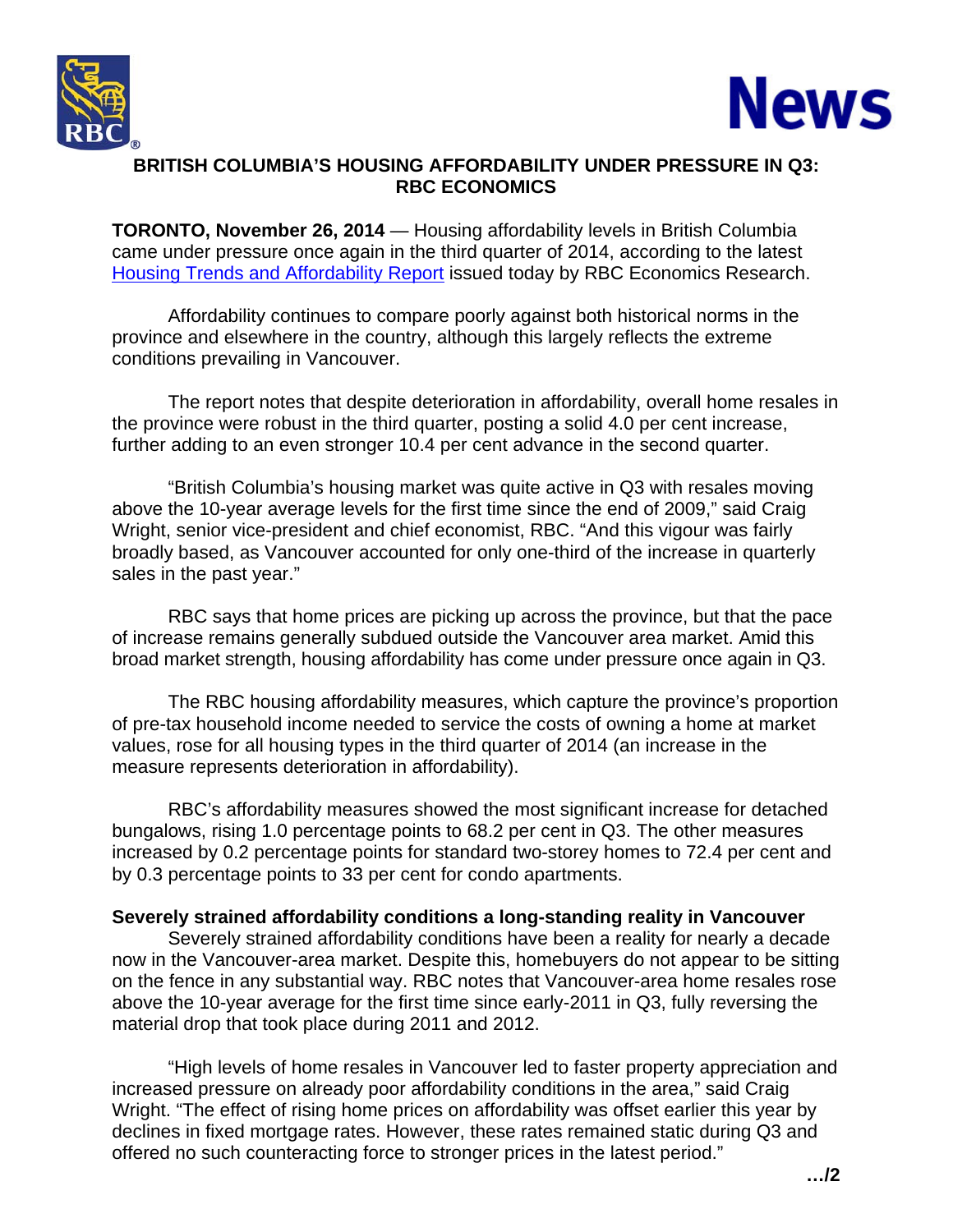# BRITISH COLUMBIA'S HOUSING AFFORDABILITY UNDER PRESSURE IN Q3: RBC ECONOMICS

**TORONTO, November 26, 2014** — Housing affordability levels in British Columbia came under pressure once again in the third quarter of 2014, according to the latest Housing Trends and Affordability Report issued today by RBC Economics Research.

Affordability continues to compare poorly against both historical norms in the province and elsewhere in the country, although this largely reflects the extreme conditions prevailing in Vancouver.

The report notes that despite deterioration in affordability, overall home resales in the province were robust in the third quarter, posting a solid 4.0 per cent increase, further adding to an even stronger 10.4 per cent advance in the second quarter.

"British Columbia's housing market was quite active in Q3 with resales moving above the 10-year average levels for the first time since the end of 2009," said Craig Wright, senior vice-president and chief economist, RBC. "And this vigour was fairly broadly based, as Vancouver accounted for only one-third of the increase in quarterly sales in the past year."

RBC says that home prices are picking up across the province, but that the pace of increase remains generally subdued outside the Vancouver area market. Amid this broad market strength, housing affordability has come under pressure once again in Q3.

The RBC housing affordability measures, which capture the province's proportion of pre-tax household income needed to service the costs of owning a home at market values, rose for all housing types in the third quarter of 2014 (an increase in the measure represents deterioration in affordability).

RBC's affordability measures showed the most significant increase for detached bungalows, rising 1.0 percentage points to 68.2 per cent in Q3. The other measures increased by 0.2 percentage points for standard two-storey homes to 72.4 per cent and by 0.3 percentage points to 33 per cent for condo apartments.

**Severely strained affordability conditions a long-standing reality in Vancouver**

Severely strained affordability conditions have been a reality for nearly a decade now in the Vancouver-area market. Despite this, homebuyers do not appear to be sitting on the fence in any substantial way. RBC notes that Vancouver-area home resales rose above the 10-year average for the first time since early-2011 in Q3, fully reversing the material drop that took place during 2011 and 2012.

"High levels of home resales in Vancouver led to faster property appreciation and increased pressure on already poor affordability conditions in the area," said Craig Wright. "The effect of rising home prices on affordability was offset earlier this year by declines in fixed mortgage rates. However, these rates remained static during Q3 and offered no such counteracting force to stronger prices in the latest period."

…/2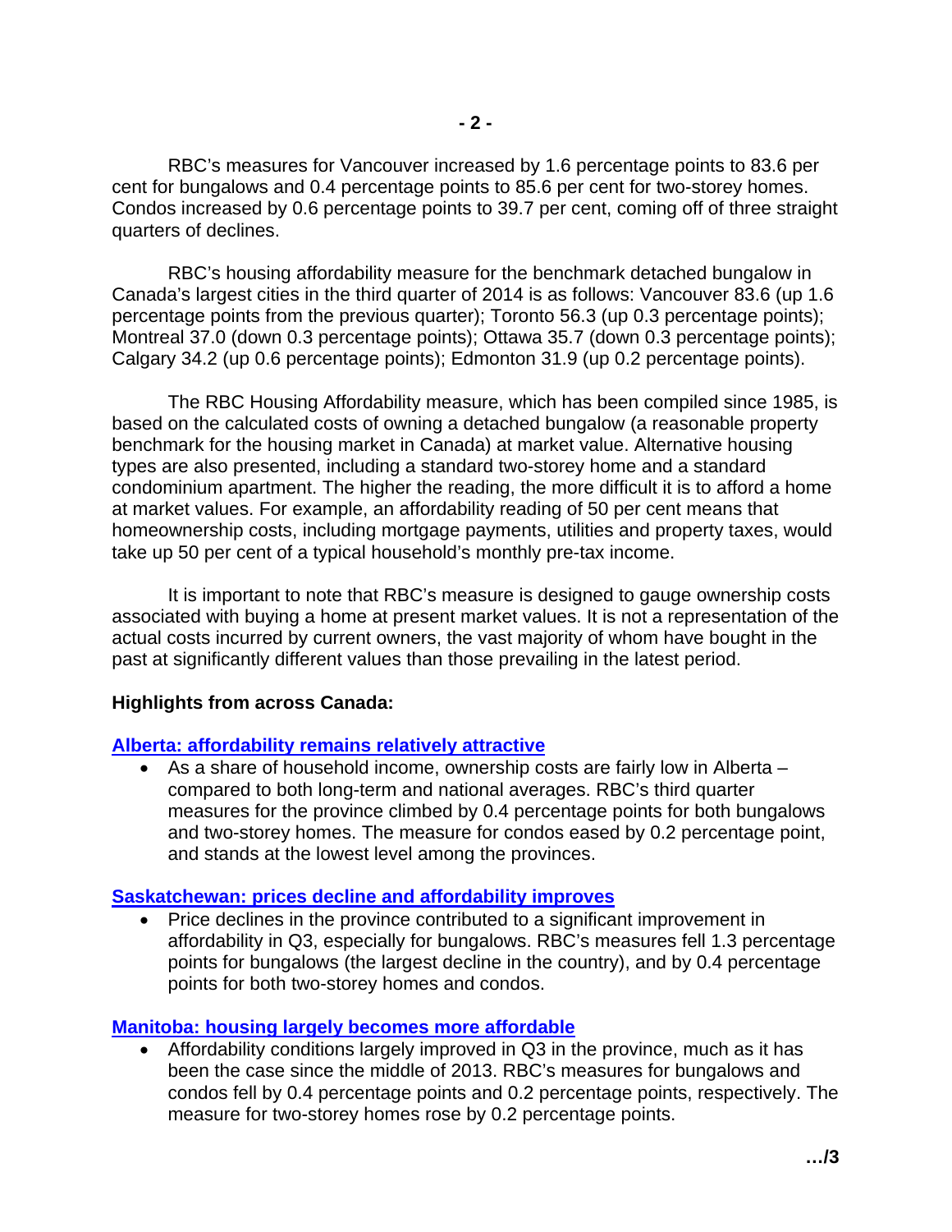RBC's measures for Vancouver increased by 1.6 percentage points to 83.6 per cent for bungalows and 0.4 percentage points to 85.6 per cent for two-storey homes. Condos increased by 0.6 percentage points to 39.7 per cent, coming off of three straight quarters of declines.

RBC's housing affordability measure for the benchmark detached bungalow in Canada's largest cities in the third quarter of 2014 is as follows: Vancouver 83.6 (up 1.6 percentage points from the previous quarter); Toronto 56.3 (up 0.3 percentage points); Montreal 37.0 (down 0.3 percentage points); Ottawa 35.7 (down 0.3 percentage points); Calgary 34.2 (up 0.6 percentage points); Edmonton 31.9 (up 0.2 percentage points).

The RBC Housing Affordability measure, which has been compiled since 1985, is based on the calculated costs of owning a detached bungalow (a reasonable property benchmark for the housing market in Canada) at market value. Alternative housing types are also presented, including a standard two-storey home and a standard condominium apartment. The higher the reading, the more difficult it is to afford a home at market values. For example, an affordability reading of 50 per cent means that homeownership costs, including mortgage payments, utilities and property taxes, would take up 50 per cent of a typical household's monthly pre-tax income.

It is important to note that RBC's measure is designed to gauge ownership costs associated with buying a home at present market values. It is not a representation of the actual costs incurred by current owners, the vast majority of whom have bought in the past at significantly different values than those prevailing in the latest period.

**Highlights from across Canada:**

**Alberta: affordability remains relatively attractive**

- As a share of household income, ownership costs are fairly low in Alberta – compared to both long-term and national averages. RBC's third quarter measures for the province climbed by 0.4 percentage points for both bungalows and two-storey homes. The measure for condos eased by 0.2 percentage point, and stands at the lowest level among the provinces.

**Saskatchewan: prices decline and affordability improves**

- Price declines in the province contributed to a significant improvement in affordability in Q3, especially for bungalows. RBC's measures fell 1.3 percentage points for bungalows (the largest decline in the country), and by 0.4 percentage points for both two-storey homes and condos.

**Manitoba: housing largely becomes more affordable**

- Affordability conditions largely improved in Q3 in the province, much as it has been the case since the middle of 2013. RBC's measures for bungalows and condos fell by 0.4 percentage points and 0.2 percentage points, respectively. The measure for two-storey homes rose by 0.2 percentage points.

…/3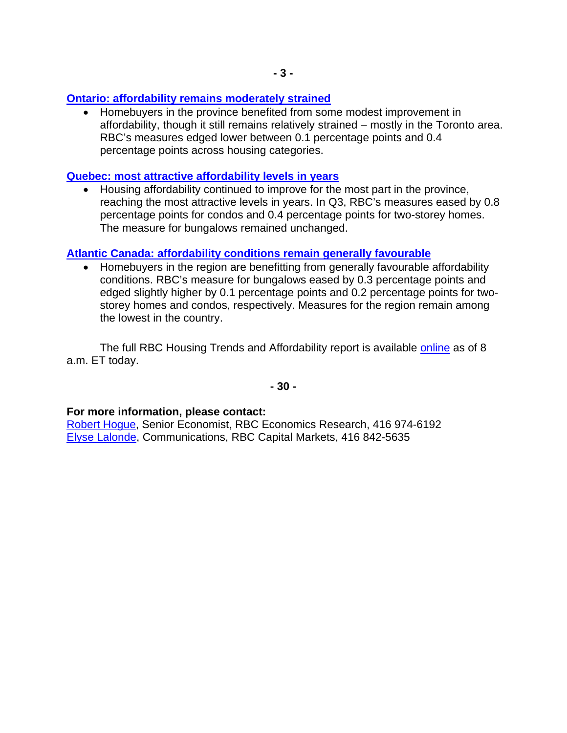### Ontario: affordability remains moderately strained

- Homebuyers in the province benefited from some modest improvement in affordability, though it still remains relatively strained – mostly in the Toronto area. RBC's measures edged lower between 0.1 percentage points and 0.4 percentage points across housing categories.

### Quebec: most attractive affordability levels in years

- Housing affordability continued to improve for the most part in the province, reaching the most attractive levels in years. In Q3, RBC's measures eased by 0.8 percentage points for condos and 0.4 percentage points for two-storey homes. The measure for bungalows remained unchanged.

### Atlantic Canada: affordability conditions remain generally favourable

- Homebuyers in the region are benefitting from generally favourable affordability conditions. RBC's measure for bungalows eased by 0.3 percentage points and edged slightly higher by 0.1 percentage points and 0.2 percentage points for two-storey homes and condos, respectively. Measures for the region remain among the lowest in the country.

The full RBC Housing Trends and Affordability report is available online as of 8 a.m. ET today.

**- 30 -**

**For more information, please contact:**

Robert Hogue, Senior Economist, RBC Economics Research, 416 974-6192
Elyse Lalonde, Communications, RBC Capital Markets, 416 842-5635